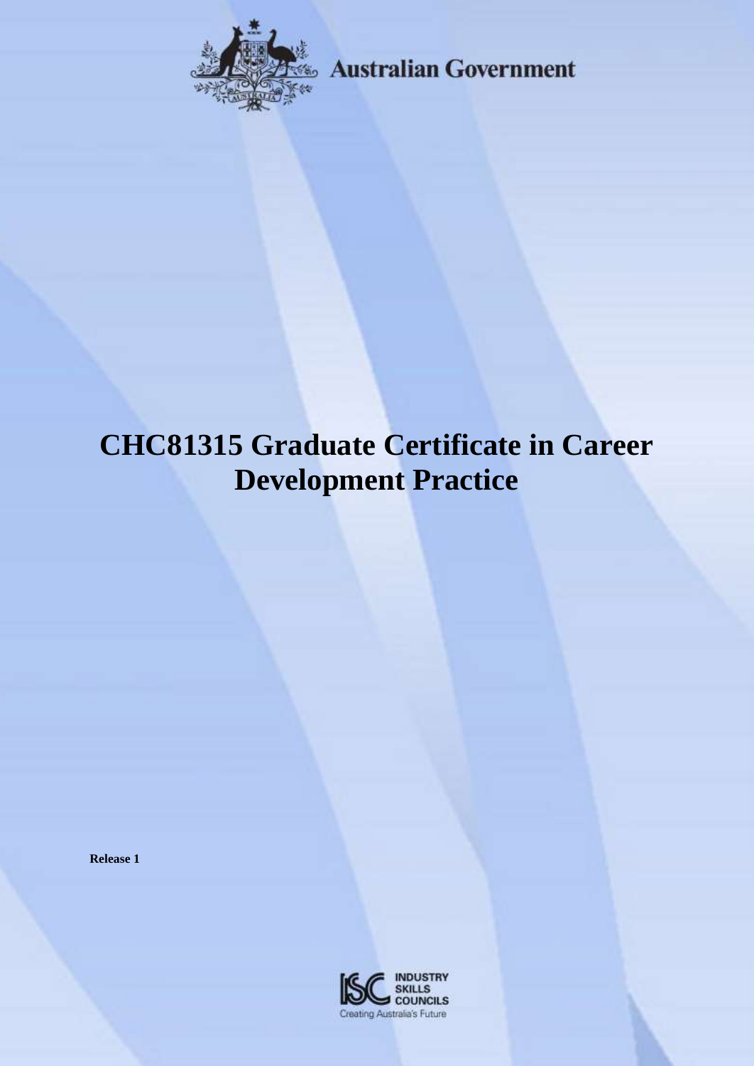Australian Government

# CHC81315 Graduate Certificate in Career Development Practice

**Release 1**

INDUSTRY SKILLS COUNCILS

Creating Australia's Future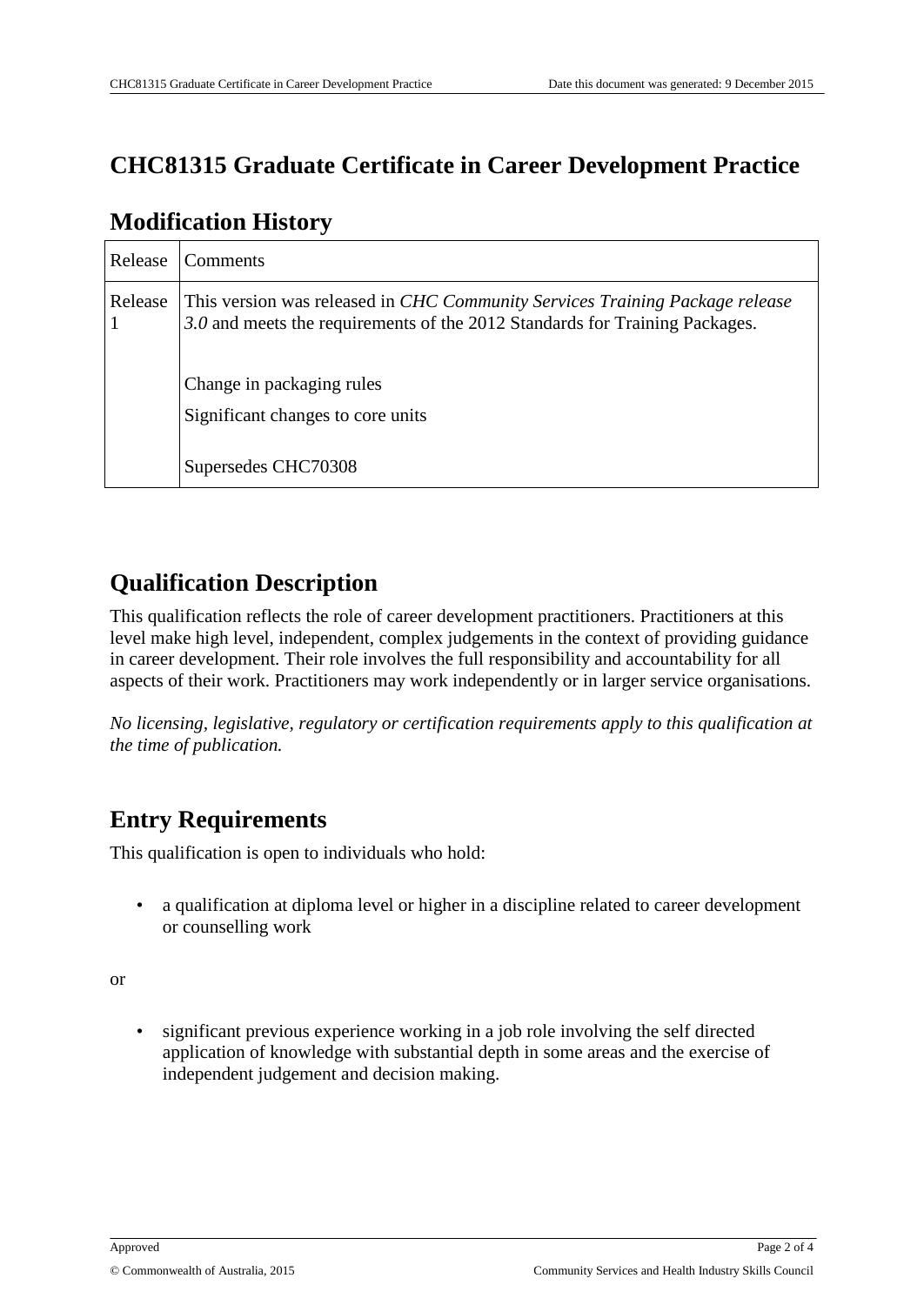# CHC81315 Graduate Certificate in Career Development Practice

## Modification History

| Release | Comments |
|---|---|
| Release 1 | This version was released in *CHC Community Services Training Package release 3.0* and meets the requirements of the 2012 Standards for Training Packages.<br><br>Change in packaging rules<br>Significant changes to core units<br><br>Supersedes CHC70308 |

## Qualification Description

This qualification reflects the role of career development practitioners. Practitioners at this level make high level, independent, complex judgements in the context of providing guidance in career development. Their role involves the full responsibility and accountability for all aspects of their work. Practitioners may work independently or in larger service organisations.

*No licensing, legislative, regulatory or certification requirements apply to this qualification at the time of publication.*

## Entry Requirements

This qualification is open to individuals who hold:

- a qualification at diploma level or higher in a discipline related to career development or counselling work

or

- significant previous experience working in a job role involving the self directed application of knowledge with substantial depth in some areas and the exercise of independent judgement and decision making.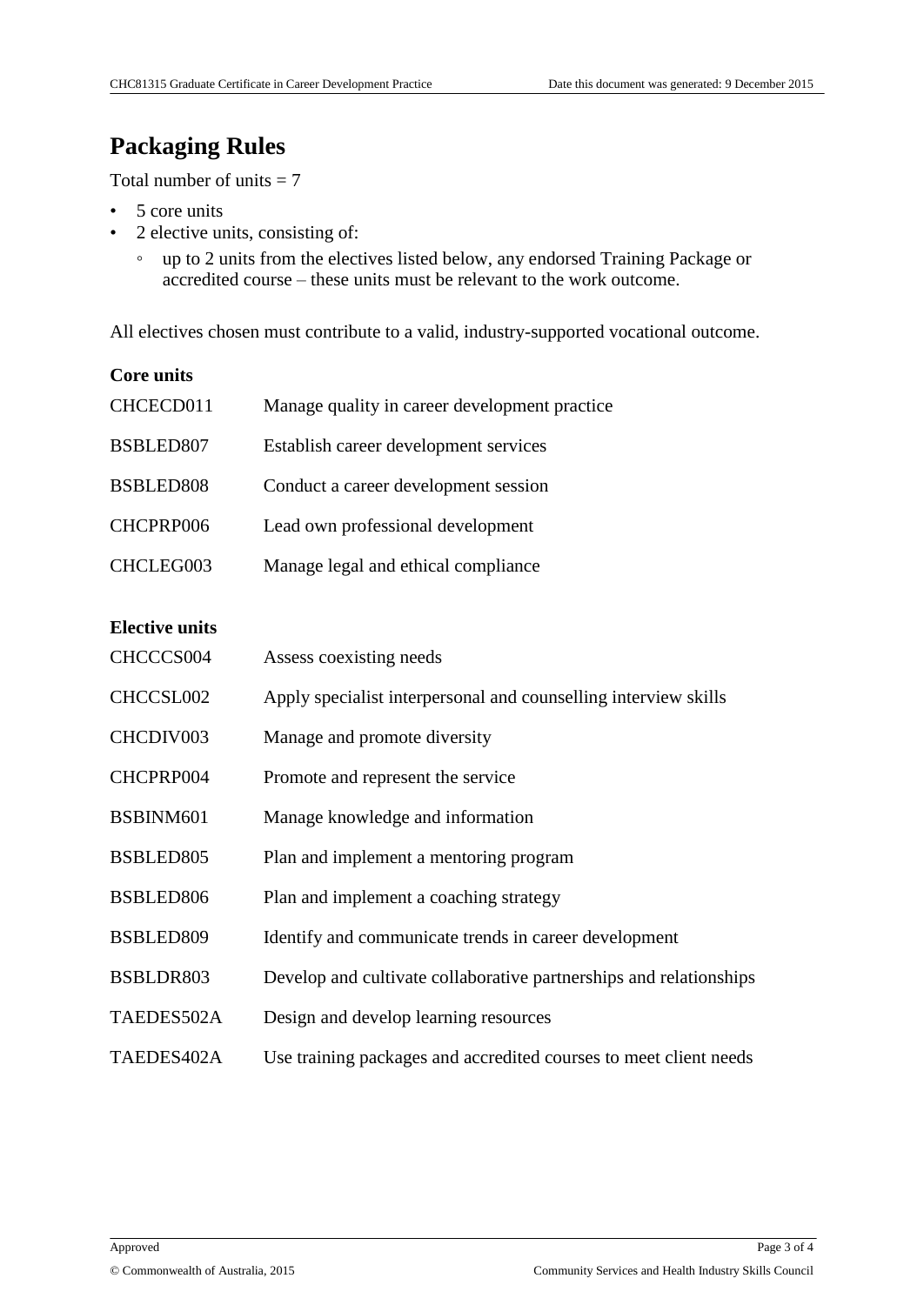# Packaging Rules

Total number of units = 7

- 5 core units
- 2 elective units, consisting of:
  - up to 2 units from the electives listed below, any endorsed Training Package or accredited course – these units must be relevant to the work outcome.

All electives chosen must contribute to a valid, industry-supported vocational outcome.

**Core units**

| | |
|---|---|
| CHCECD011 | Manage quality in career development practice |
| BSBLED807 | Establish career development services |
| BSBLED808 | Conduct a career development session |
| CHCPRP006 | Lead own professional development |
| CHCLEG003 | Manage legal and ethical compliance |

**Elective units**

| | |
|---|---|
| CHCCCS004 | Assess coexisting needs |
| CHCCSL002 | Apply specialist interpersonal and counselling interview skills |
| CHCDIV003 | Manage and promote diversity |
| CHCPRP004 | Promote and represent the service |
| BSBINM601 | Manage knowledge and information |
| BSBLED805 | Plan and implement a mentoring program |
| BSBLED806 | Plan and implement a coaching strategy |
| BSBLED809 | Identify and communicate trends in career development |
| BSBLDR803 | Develop and cultivate collaborative partnerships and relationships |
| TAEDES502A | Design and develop learning resources |
| TAEDES402A | Use training packages and accredited courses to meet client needs |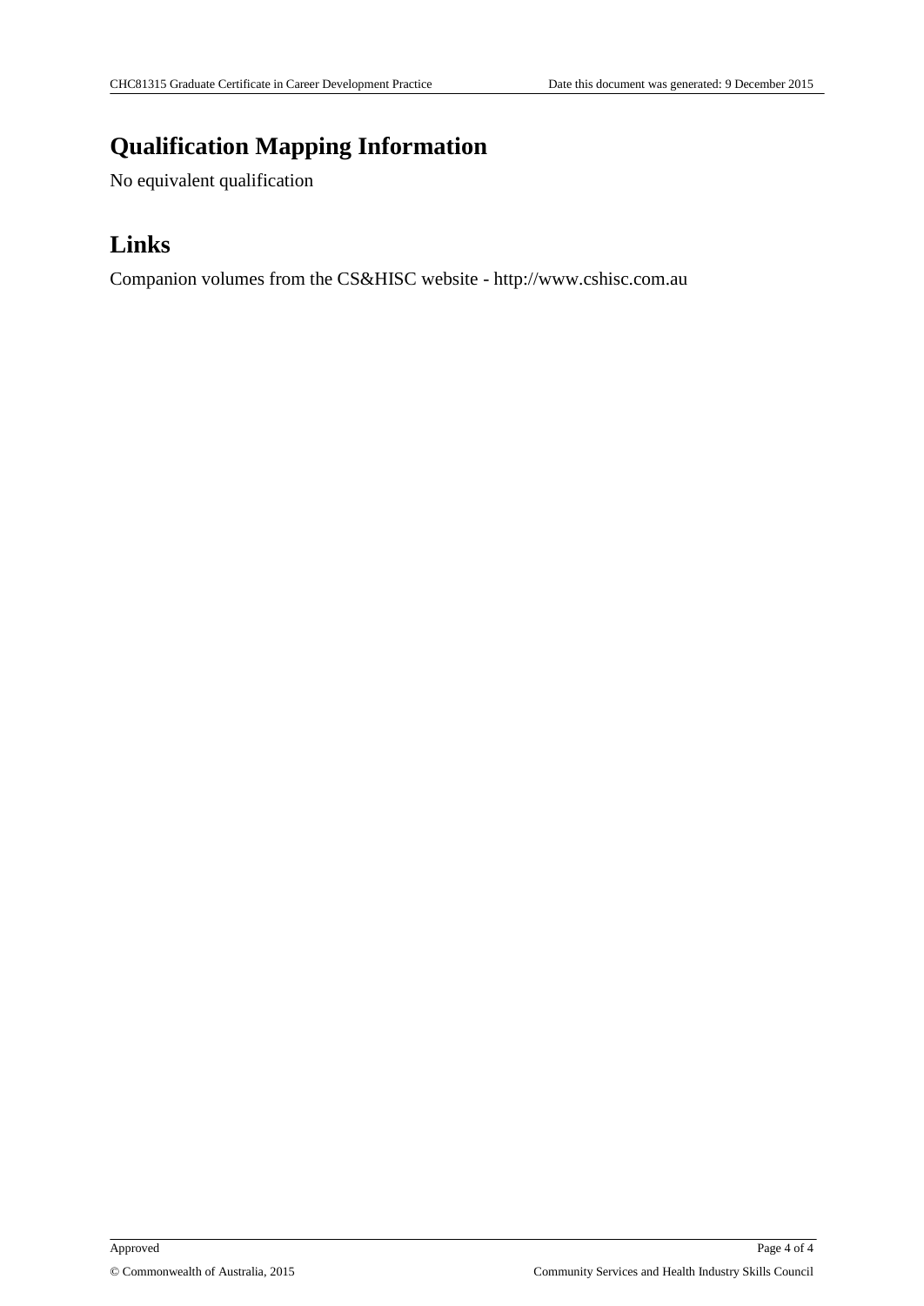## Qualification Mapping Information

No equivalent qualification

## Links

Companion volumes from the CS&HISC website - http://www.cshisc.com.au